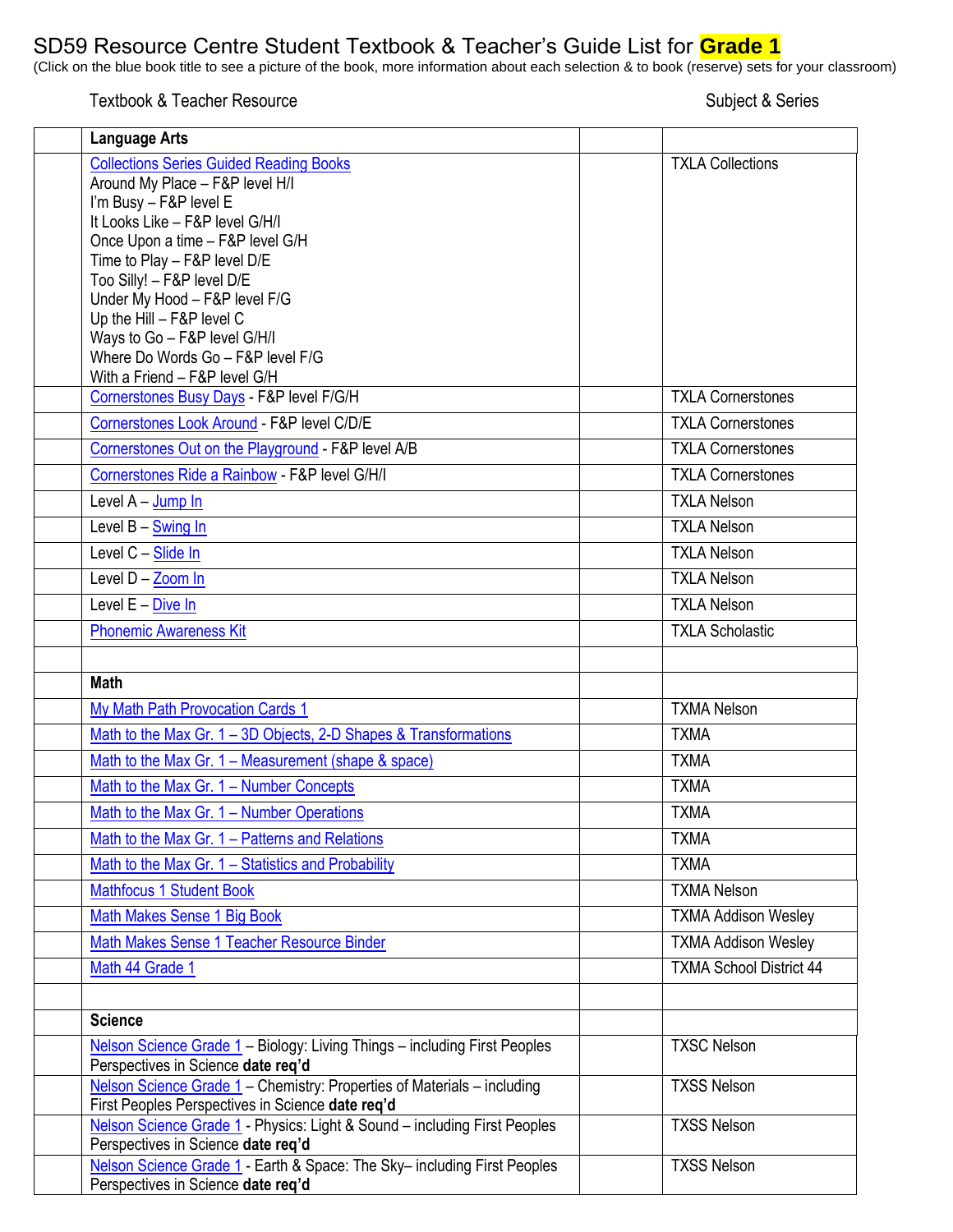# SD59 Resource Centre Student Textbook & Teacher's Guide List for **Grade 1**

(Click on the blue book title to see a picture of the book, more information about each selection & to book (reserve) sets for your classroom)

| | Textbook & Teacher Resource | | Subject & Series |
|---|---|---|---|
| | **Language Arts** | | |
| | Collections Series Guided Reading Books<br>Around My Place – F&P level H/I<br>I'm Busy – F&P level E<br>It Looks Like – F&P level G/H/I<br>Once Upon a time – F&P level G/H<br>Time to Play – F&P level D/E<br>Too Silly! – F&P level D/E<br>Under My Hood – F&P level F/G<br>Up the Hill – F&P level C<br>Ways to Go – F&P level G/H/I<br>Where Do Words Go – F&P level F/G<br>With a Friend – F&P level G/H | | TXLA Collections |
| | Cornerstones Busy Days - F&P level F/G/H | | TXLA Cornerstones |
| | Cornerstones Look Around - F&P level C/D/E | | TXLA Cornerstones |
| | Cornerstones Out on the Playground - F&P level A/B | | TXLA Cornerstones |
| | Cornerstones Ride a Rainbow - F&P level G/H/I | | TXLA Cornerstones |
| | Level A – Jump In | | TXLA Nelson |
| | Level B – Swing In | | TXLA Nelson |
| | Level C – Slide In | | TXLA Nelson |
| | Level D – Zoom In | | TXLA Nelson |
| | Level E – Dive In | | TXLA Nelson |
| | Phonemic Awareness Kit | | TXLA Scholastic |
| | | | |
| | **Math** | | |
| | My Math Path Provocation Cards 1 | | TXMA Nelson |
| | Math to the Max Gr. 1 – 3D Objects, 2-D Shapes & Transformations | | TXMA |
| | Math to the Max Gr. 1 – Measurement (shape & space) | | TXMA |
| | Math to the Max Gr. 1 – Number Concepts | | TXMA |
| | Math to the Max Gr. 1 – Number Operations | | TXMA |
| | Math to the Max Gr. 1 – Patterns and Relations | | TXMA |
| | Math to the Max Gr. 1 – Statistics and Probability | | TXMA |
| | Mathfocus 1 Student Book | | TXMA Nelson |
| | Math Makes Sense 1 Big Book | | TXMA Addison Wesley |
| | Math Makes Sense 1 Teacher Resource Binder | | TXMA Addison Wesley |
| | Math 44 Grade 1 | | TXMA School District 44 |
| | | | |
| | **Science** | | |
| | Nelson Science Grade 1 – Biology: Living Things – including First Peoples Perspectives in Science **date req'd** | | TXSC Nelson |
| | Nelson Science Grade 1 – Chemistry: Properties of Materials – including First Peoples Perspectives in Science **date req'd** | | TXSS Nelson |
| | Nelson Science Grade 1 - Physics: Light & Sound – including First Peoples Perspectives in Science **date req'd** | | TXSS Nelson |
| | Nelson Science Grade 1 - Earth & Space: The Sky– including First Peoples Perspectives in Science **date req'd** | | TXSS Nelson |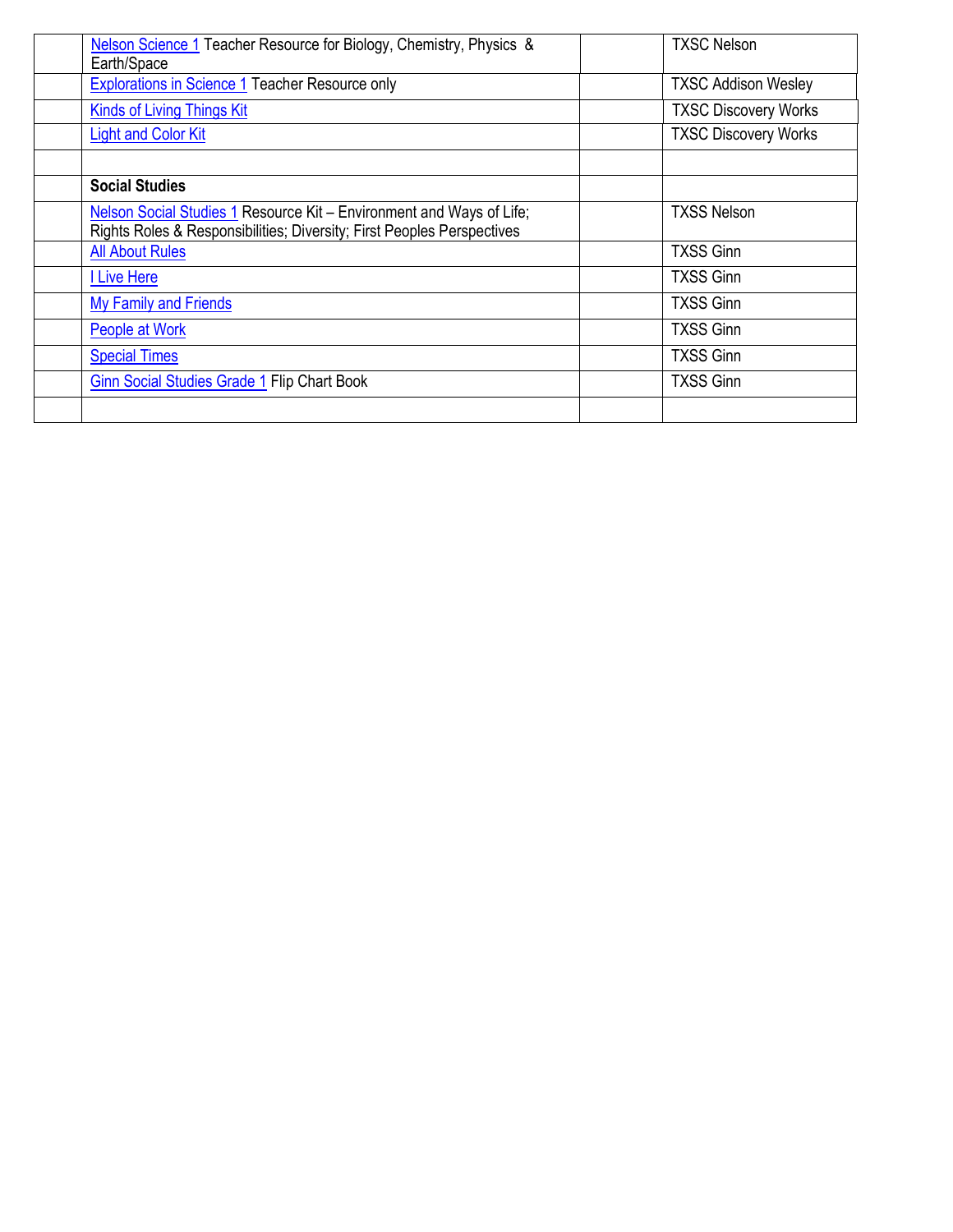| | | | |
|---|---|---|---|
| | Nelson Science 1 Teacher Resource for Biology, Chemistry, Physics & Earth/Space | | TXSC Nelson |
| | Explorations in Science 1 Teacher Resource only | | TXSC Addison Wesley |
| | Kinds of Living Things Kit | | TXSC Discovery Works |
| | Light and Color Kit | | TXSC Discovery Works |
| | | | |
| | **Social Studies** | | |
| | Nelson Social Studies 1 Resource Kit – Environment and Ways of Life; Rights Roles & Responsibilities; Diversity; First Peoples Perspectives | | TXSS Nelson |
| | All About Rules | | TXSS Ginn |
| | I Live Here | | TXSS Ginn |
| | My Family and Friends | | TXSS Ginn |
| | People at Work | | TXSS Ginn |
| | Special Times | | TXSS Ginn |
| | Ginn Social Studies Grade 1 Flip Chart Book | | TXSS Ginn |
| | | | |